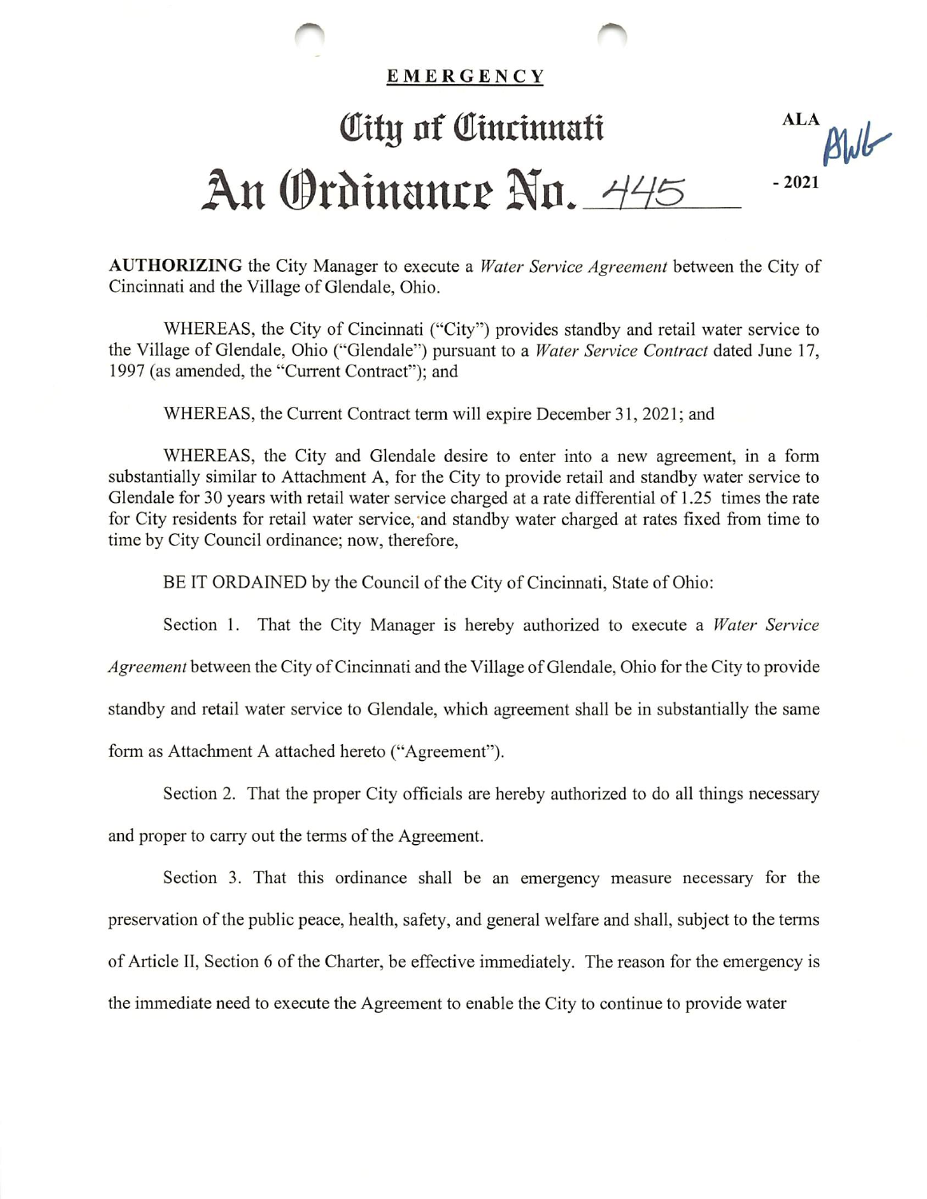**EMERGENCY**

# City of Cincinnati

# An Ordinance No. 445 - 2021

ALA
AWG

**AUTHORIZING** the City Manager to execute a *Water Service Agreement* between the City of Cincinnati and the Village of Glendale, Ohio.

WHEREAS, the City of Cincinnati ("City") provides standby and retail water service to the Village of Glendale, Ohio ("Glendale") pursuant to a *Water Service Contract* dated June 17, 1997 (as amended, the "Current Contract"); and

WHEREAS, the Current Contract term will expire December 31, 2021; and

WHEREAS, the City and Glendale desire to enter into a new agreement, in a form substantially similar to Attachment A, for the City to provide retail and standby water service to Glendale for 30 years with retail water service charged at a rate differential of 1.25 times the rate for City residents for retail water service, and standby water charged at rates fixed from time to time by City Council ordinance; now, therefore,

BE IT ORDAINED by the Council of the City of Cincinnati, State of Ohio:

Section 1. That the City Manager is hereby authorized to execute a *Water Service Agreement* between the City of Cincinnati and the Village of Glendale, Ohio for the City to provide standby and retail water service to Glendale, which agreement shall be in substantially the same form as Attachment A attached hereto ("Agreement").

Section 2. That the proper City officials are hereby authorized to do all things necessary and proper to carry out the terms of the Agreement.

Section 3. That this ordinance shall be an emergency measure necessary for the preservation of the public peace, health, safety, and general welfare and shall, subject to the terms of Article II, Section 6 of the Charter, be effective immediately. The reason for the emergency is the immediate need to execute the Agreement to enable the City to continue to provide water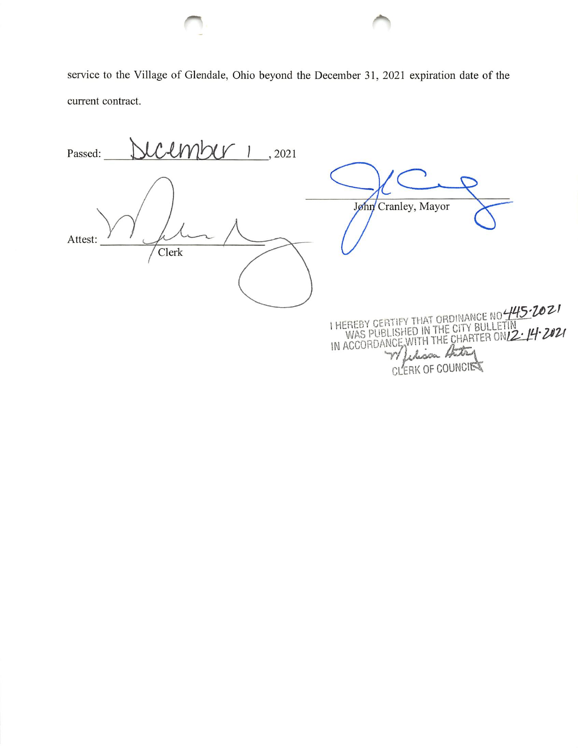service to the Village of Glendale, Ohio beyond the December 31, 2021 expiration date of the current contract.

Passed: December 1, 2021

John Cranley, Mayor

Attest: Clerk

I HEREBY CERTIFY THAT ORDINANCE NO 445-2021 WAS PUBLISHED IN THE CITY BULLETIN IN ACCORDANCE WITH THE CHARTER ON 12-14-2021

CLERK OF COUNCIL